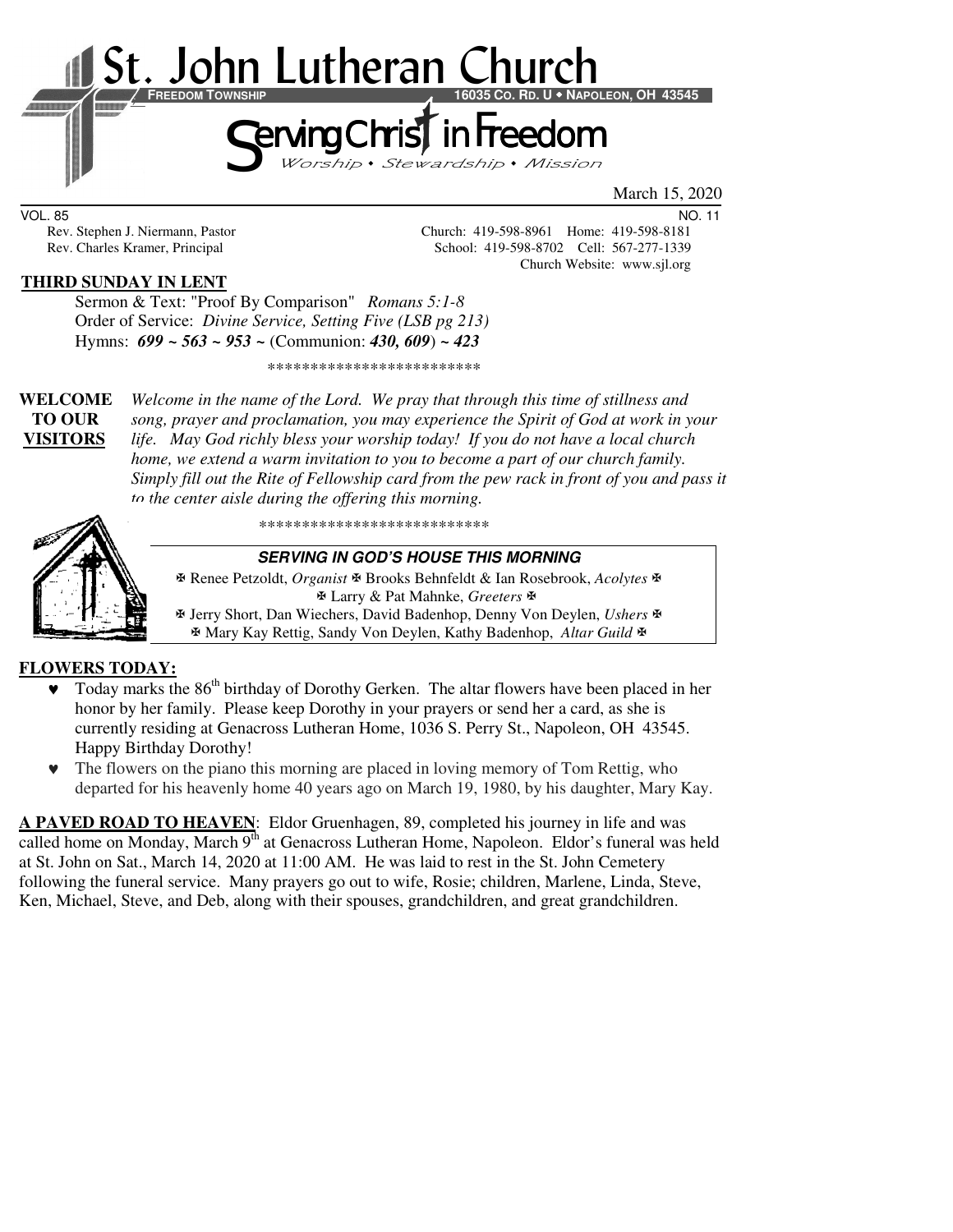# St. John Lutheran Church

FREEDOM TOWNSHIP 16035 CO. RD. U • NAPOLEON, OH 43545

## Serving Christ in Freedom

*Worship • Stewardship • Mission*

March 15, 2020

VOL. 85 NO. 11

Rev. Stephen J. Niermann, Pastor — Church: 419-598-8961 Home: 419-598-8181

Rev. Charles Kramer, Principal — School: 419-598-8702 Cell: 567-277-1339

Church Website: www.sjl.org

**THIRD SUNDAY IN LENT**

Sermon & Text: "Proof By Comparison" *Romans 5:1-8*

Order of Service: *Divine Service, Setting Five (LSB pg 213)*

Hymns: ***699 ~ 563 ~ 953 ~*** (Communion: ***430, 609***) ***~ 423***

*************************

**WELCOME TO OUR VISITORS** *Welcome in the name of the Lord. We pray that through this time of stillness and song, prayer and proclamation, you may experience the Spirit of God at work in your life. May God richly bless your worship today! If you do not have a local church home, we extend a warm invitation to you to become a part of our church family. Simply fill out the Rite of Fellowship card from the pew rack in front of you and pass it to the center aisle during the offering this morning.*

***************************

***SERVING IN GOD'S HOUSE THIS MORNING***

✠ Renee Petzoldt, *Organist* ✠ Brooks Behnfeldt & Ian Rosebrook, *Acolytes* ✠

✠ Larry & Pat Mahnke, *Greeters* ✠

✠ Jerry Short, Dan Wiechers, David Badenhop, Denny Von Deylen, *Ushers* ✠

✠ Mary Kay Rettig, Sandy Von Deylen, Kathy Badenhop, *Altar Guild* ✠

**FLOWERS TODAY:**

- Today marks the 86th birthday of Dorothy Gerken. The altar flowers have been placed in her honor by her family. Please keep Dorothy in your prayers or send her a card, as she is currently residing at Genacross Lutheran Home, 1036 S. Perry St., Napoleon, OH 43545. Happy Birthday Dorothy!
- The flowers on the piano this morning are placed in loving memory of Tom Rettig, who departed for his heavenly home 40 years ago on March 19, 1980, by his daughter, Mary Kay.

**A PAVED ROAD TO HEAVEN**: Eldor Gruenhagen, 89, completed his journey in life and was called home on Monday, March 9th at Genacross Lutheran Home, Napoleon. Eldor's funeral was held at St. John on Sat., March 14, 2020 at 11:00 AM. He was laid to rest in the St. John Cemetery following the funeral service. Many prayers go out to wife, Rosie; children, Marlene, Linda, Steve, Ken, Michael, Steve, and Deb, along with their spouses, grandchildren, and great grandchildren.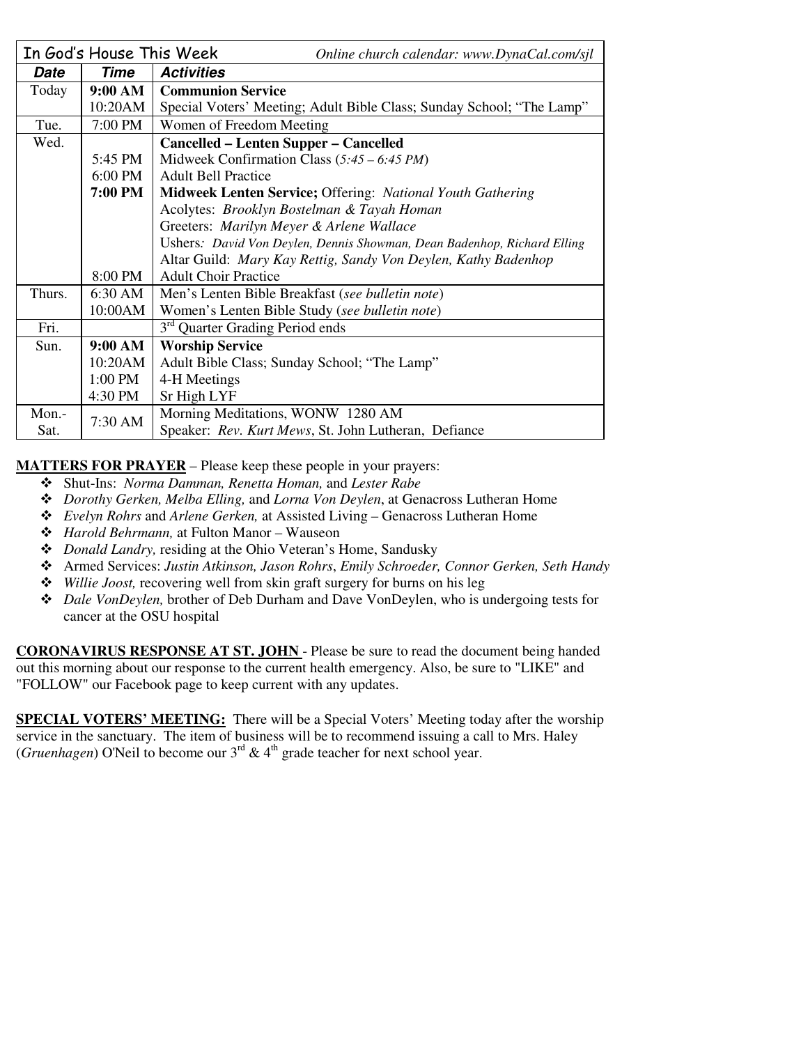| In God's House This Week | | *Online church calendar: www.DynaCal.com/sjl* |
|---|---|---|
| ***Date*** | ***Time*** | ***Activities*** |
| Today | **9:00 AM** | **Communion Service** |
| | 10:20AM | Special Voters' Meeting; Adult Bible Class; Sunday School; "The Lamp" |
| Tue. | 7:00 PM | Women of Freedom Meeting |
| Wed. | | **Cancelled – Lenten Supper – Cancelled** |
| | 5:45 PM | Midweek Confirmation Class (*5:45 – 6:45 PM*) |
| | 6:00 PM | Adult Bell Practice |
| | **7:00 PM** | **Midweek Lenten Service;** Offering: *National Youth Gathering* |
| | | Acolytes: *Brooklyn Bostelman & Tayah Homan* |
| | | Greeters: *Marilyn Meyer & Arlene Wallace* |
| | | Ushers*: David Von Deylen, Dennis Showman, Dean Badenhop, Richard Elling* |
| | | Altar Guild: *Mary Kay Rettig, Sandy Von Deylen, Kathy Badenhop* |
| | 8:00 PM | Adult Choir Practice |
| Thurs. | 6:30 AM | Men's Lenten Bible Breakfast (*see bulletin note*) |
| | 10:00AM | Women's Lenten Bible Study (*see bulletin note*) |
| Fri. | | 3rd Quarter Grading Period ends |
| Sun. | **9:00 AM** | **Worship Service** |
| | 10:20AM | Adult Bible Class; Sunday School; "The Lamp" |
| | 1:00 PM | 4-H Meetings |
| | 4:30 PM | Sr High LYF |
| Mon.-Sat. | 7:30 AM | Morning Meditations, WONW 1280 AM |
| | | Speaker: *Rev. Kurt Mews*, St. John Lutheran, Defiance |

**MATTERS FOR PRAYER** – Please keep these people in your prayers:

- Shut-Ins: *Norma Damman, Renetta Homan,* and *Lester Rabe*
- *Dorothy Gerken, Melba Elling,* and *Lorna Von Deylen*, at Genacross Lutheran Home
- *Evelyn Rohrs* and *Arlene Gerken,* at Assisted Living – Genacross Lutheran Home
- *Harold Behrmann,* at Fulton Manor – Wauseon
- *Donald Landry,* residing at the Ohio Veteran's Home, Sandusky
- Armed Services: *Justin Atkinson, Jason Rohrs*, *Emily Schroeder, Connor Gerken, Seth Handy*
- *Willie Joost,* recovering well from skin graft surgery for burns on his leg
- *Dale VonDeylen,* brother of Deb Durham and Dave VonDeylen, who is undergoing tests for cancer at the OSU hospital

**CORONAVIRUS RESPONSE AT ST. JOHN** - Please be sure to read the document being handed out this morning about our response to the current health emergency. Also, be sure to "LIKE" and "FOLLOW" our Facebook page to keep current with any updates.

**SPECIAL VOTERS' MEETING:** There will be a Special Voters' Meeting today after the worship service in the sanctuary. The item of business will be to recommend issuing a call to Mrs. Haley (*Gruenhagen*) O'Neil to become our 3rd & 4th grade teacher for next school year.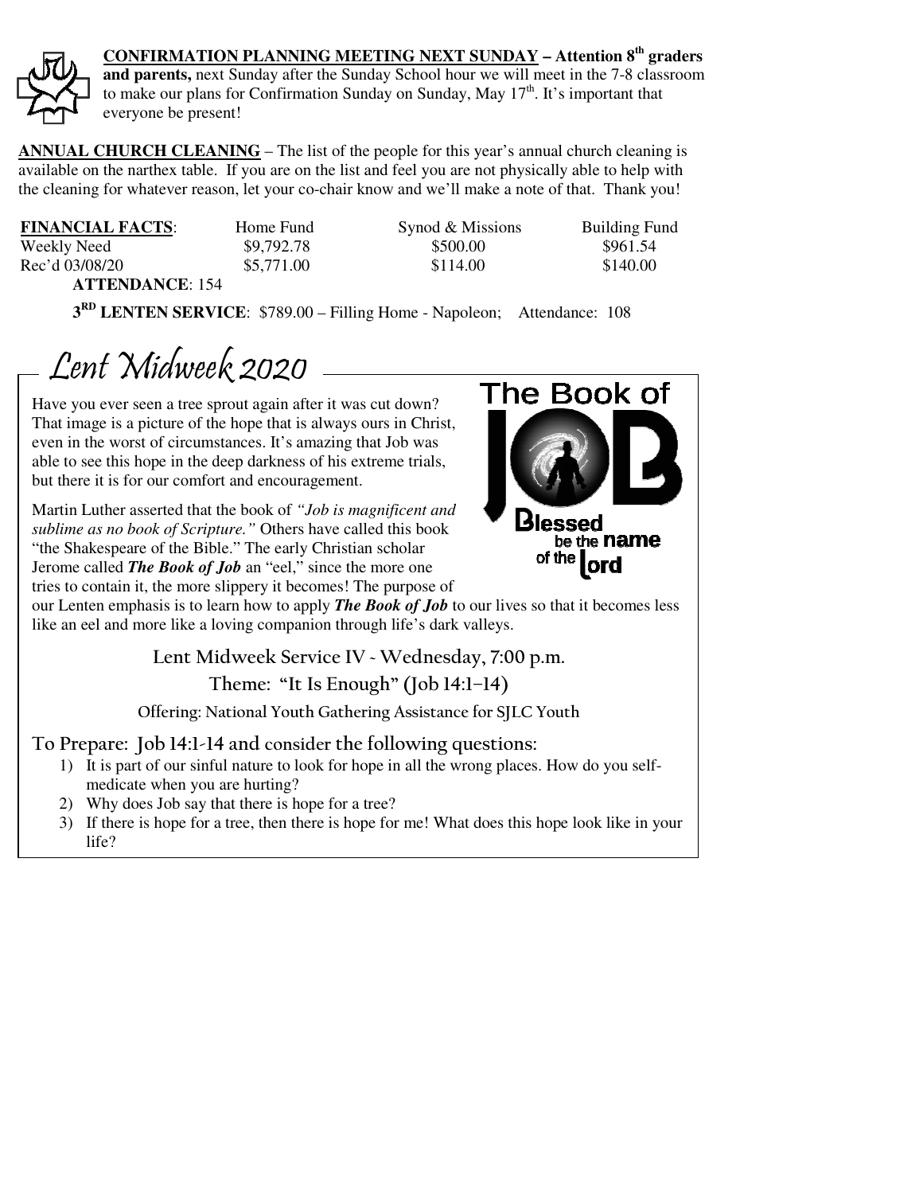**CONFIRMATION PLANNING MEETING NEXT SUNDAY – Attention 8th graders and parents,** next Sunday after the Sunday School hour we will meet in the 7-8 classroom to make our plans for Confirmation Sunday on Sunday, May 17th. It's important that everyone be present!

**ANNUAL CHURCH CLEANING** – The list of the people for this year's annual church cleaning is available on the narthex table. If you are on the list and feel you are not physically able to help with the cleaning for whatever reason, let your co-chair know and we'll make a note of that. Thank you!

| **FINANCIAL FACTS**: | Home Fund | Synod & Missions | Building Fund |
|---|---|---|---|
| Weekly Need | \$9,792.78 | \$500.00 | \$961.54 |
| Rec'd 03/08/20 | \$5,771.00 | \$114.00 | \$140.00 |

**ATTENDANCE**: 154

**3RD LENTEN SERVICE**: \$789.00 – Filling Home - Napoleon; Attendance: 108

# Lent Midweek 2020

The Book of JOB — Blessed be the name of the Lord

Have you ever seen a tree sprout again after it was cut down? That image is a picture of the hope that is always ours in Christ, even in the worst of circumstances. It's amazing that Job was able to see this hope in the deep darkness of his extreme trials, but there it is for our comfort and encouragement.

Martin Luther asserted that the book of *"Job is magnificent and sublime as no book of Scripture."* Others have called this book "the Shakespeare of the Bible." The early Christian scholar Jerome called ***The Book of Job*** an "eel," since the more one tries to contain it, the more slippery it becomes! The purpose of our Lenten emphasis is to learn how to apply ***The Book of Job*** to our lives so that it becomes less like an eel and more like a loving companion through life's dark valleys.

Lent Midweek Service IV - Wednesday, 7:00 p.m.

Theme: "It Is Enough" (Job 14:1–14)

Offering: National Youth Gathering Assistance for SJLC Youth

To Prepare: Job 14:1-14 and consider the following questions:

1) It is part of our sinful nature to look for hope in all the wrong places. How do you self-medicate when you are hurting?
2) Why does Job say that there is hope for a tree?
3) If there is hope for a tree, then there is hope for me! What does this hope look like in your life?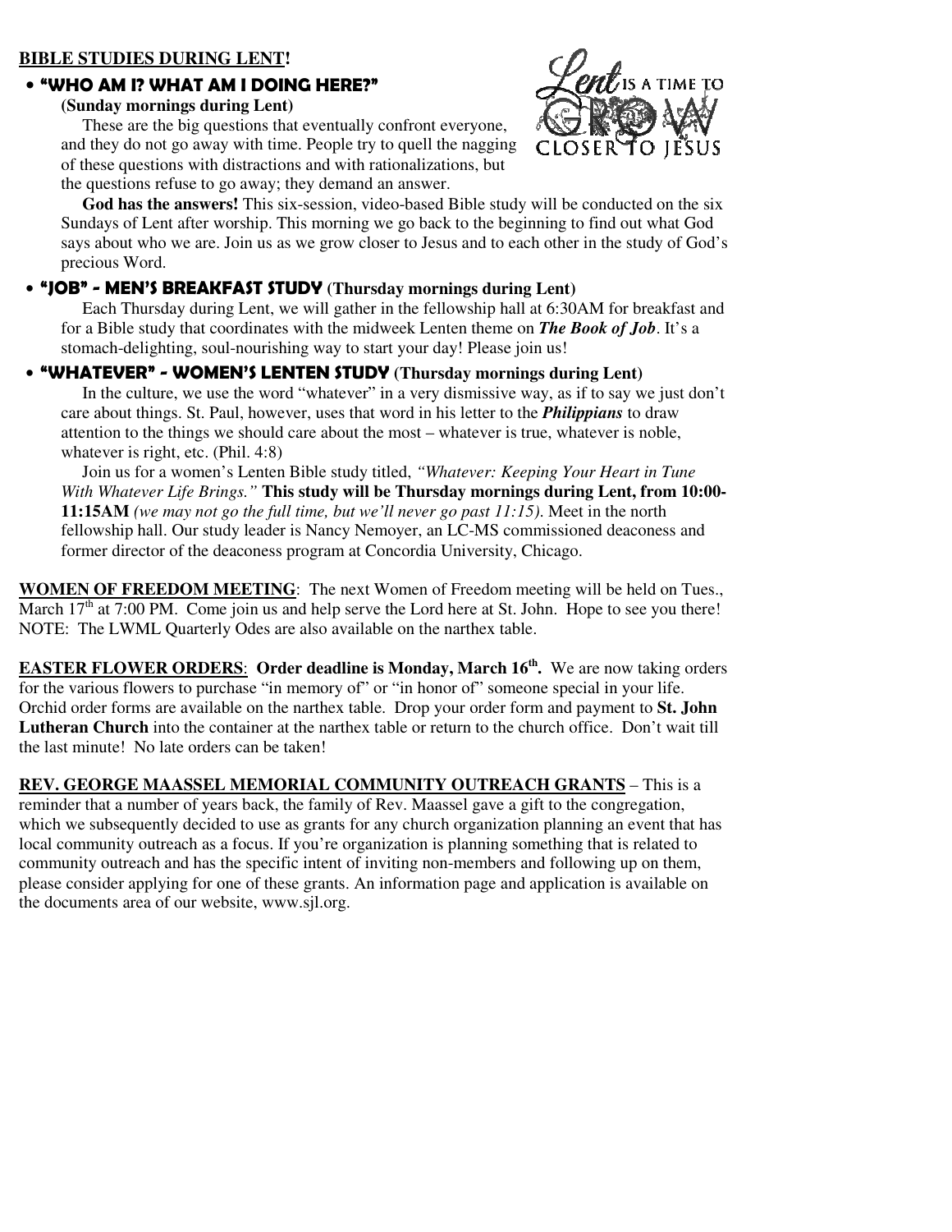**BIBLE STUDIES DURING LENT!**

- **"WHO AM I? WHAT AM I DOING HERE?"**
  **(Sunday mornings during Lent)**

  These are the big questions that eventually confront everyone, and they do not go away with time. People try to quell the nagging of these questions with distractions and with rationalizations, but the questions refuse to go away; they demand an answer.

  **God has the answers!** This six-session, video-based Bible study will be conducted on the six Sundays of Lent after worship. This morning we go back to the beginning to find out what God says about who we are. Join us as we grow closer to Jesus and to each other in the study of God's precious Word.

- **"JOB" - MEN'S BREAKFAST STUDY (Thursday mornings during Lent)**

  Each Thursday during Lent, we will gather in the fellowship hall at 6:30AM for breakfast and for a Bible study that coordinates with the midweek Lenten theme on ***The Book of Job***. It's a stomach-delighting, soul-nourishing way to start your day! Please join us!

- **"WHATEVER" - WOMEN'S LENTEN STUDY (Thursday mornings during Lent)**

  In the culture, we use the word "whatever" in a very dismissive way, as if to say we just don't care about things. St. Paul, however, uses that word in his letter to the ***Philippians*** to draw attention to the things we should care about the most – whatever is true, whatever is noble, whatever is right, etc. (Phil. 4:8)

  Join us for a women's Lenten Bible study titled, *"Whatever: Keeping Your Heart in Tune With Whatever Life Brings."* **This study will be Thursday mornings during Lent, from 10:00-11:15AM** *(we may not go the full time, but we'll never go past 11:15)*. Meet in the north fellowship hall. Our study leader is Nancy Nemoyer, an LC-MS commissioned deaconess and former director of the deaconess program at Concordia University, Chicago.

**WOMEN OF FREEDOM MEETING**: The next Women of Freedom meeting will be held on Tues., March 17th at 7:00 PM. Come join us and help serve the Lord here at St. John. Hope to see you there! NOTE: The LWML Quarterly Odes are also available on the narthex table.

**EASTER FLOWER ORDERS**: **Order deadline is Monday, March 16th.** We are now taking orders for the various flowers to purchase "in memory of" or "in honor of" someone special in your life. Orchid order forms are available on the narthex table. Drop your order form and payment to **St. John Lutheran Church** into the container at the narthex table or return to the church office. Don't wait till the last minute! No late orders can be taken!

**REV. GEORGE MAASSEL MEMORIAL COMMUNITY OUTREACH GRANTS** – This is a reminder that a number of years back, the family of Rev. Maassel gave a gift to the congregation, which we subsequently decided to use as grants for any church organization planning an event that has local community outreach as a focus. If you're organization is planning something that is related to community outreach and has the specific intent of inviting non-members and following up on them, please consider applying for one of these grants. An information page and application is available on the documents area of our website, www.sjl.org.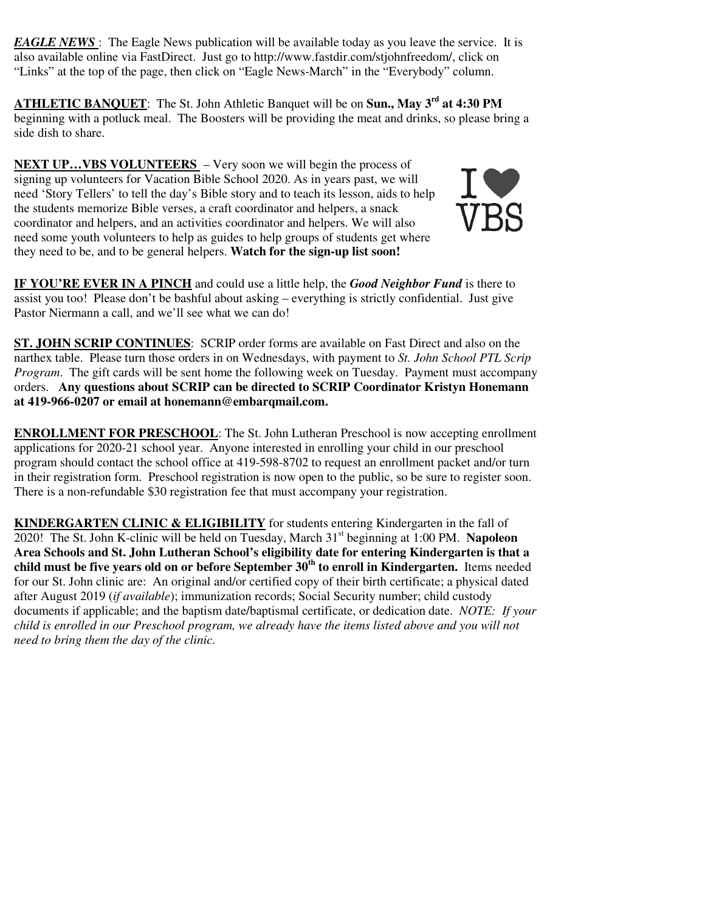***EAGLE NEWS*** : The Eagle News publication will be available today as you leave the service. It is also available online via FastDirect. Just go to http://www.fastdir.com/stjohnfreedom/, click on "Links" at the top of the page, then click on "Eagle News-March" in the "Everybody" column.

**ATHLETIC BANQUET**: The St. John Athletic Banquet will be on **Sun., May 3rd at 4:30 PM** beginning with a potluck meal. The Boosters will be providing the meat and drinks, so please bring a side dish to share.

**NEXT UP…VBS VOLUNTEERS** – Very soon we will begin the process of signing up volunteers for Vacation Bible School 2020. As in years past, we will need 'Story Tellers' to tell the day's Bible story and to teach its lesson, aids to help the students memorize Bible verses, a craft coordinator and helpers, a snack coordinator and helpers, and an activities coordinator and helpers. We will also need some youth volunteers to help as guides to help groups of students get where they need to be, and to be general helpers. **Watch for the sign-up list soon!**

I ♥ VBS

**IF YOU'RE EVER IN A PINCH** and could use a little help, the ***Good Neighbor Fund*** is there to assist you too! Please don't be bashful about asking – everything is strictly confidential. Just give Pastor Niermann a call, and we'll see what we can do!

**ST. JOHN SCRIP CONTINUES**: SCRIP order forms are available on Fast Direct and also on the narthex table. Please turn those orders in on Wednesdays, with payment to *St. John School PTL Scrip Program*. The gift cards will be sent home the following week on Tuesday. Payment must accompany orders. **Any questions about SCRIP can be directed to SCRIP Coordinator Kristyn Honemann at 419-966-0207 or email at honemann@embarqmail.com.**

**ENROLLMENT FOR PRESCHOOL**: The St. John Lutheran Preschool is now accepting enrollment applications for 2020-21 school year. Anyone interested in enrolling your child in our preschool program should contact the school office at 419-598-8702 to request an enrollment packet and/or turn in their registration form. Preschool registration is now open to the public, so be sure to register soon. There is a non-refundable $30 registration fee that must accompany your registration.

**KINDERGARTEN CLINIC & ELIGIBILITY** for students entering Kindergarten in the fall of 2020! The St. John K-clinic will be held on Tuesday, March 31st beginning at 1:00 PM. **Napoleon Area Schools and St. John Lutheran School's eligibility date for entering Kindergarten is that a child must be five years old on or before September 30th to enroll in Kindergarten.** Items needed for our St. John clinic are: An original and/or certified copy of their birth certificate; a physical dated after August 2019 (*if available*); immunization records; Social Security number; child custody documents if applicable; and the baptism date/baptismal certificate, or dedication date. *NOTE: If your child is enrolled in our Preschool program, we already have the items listed above and you will not need to bring them the day of the clinic.*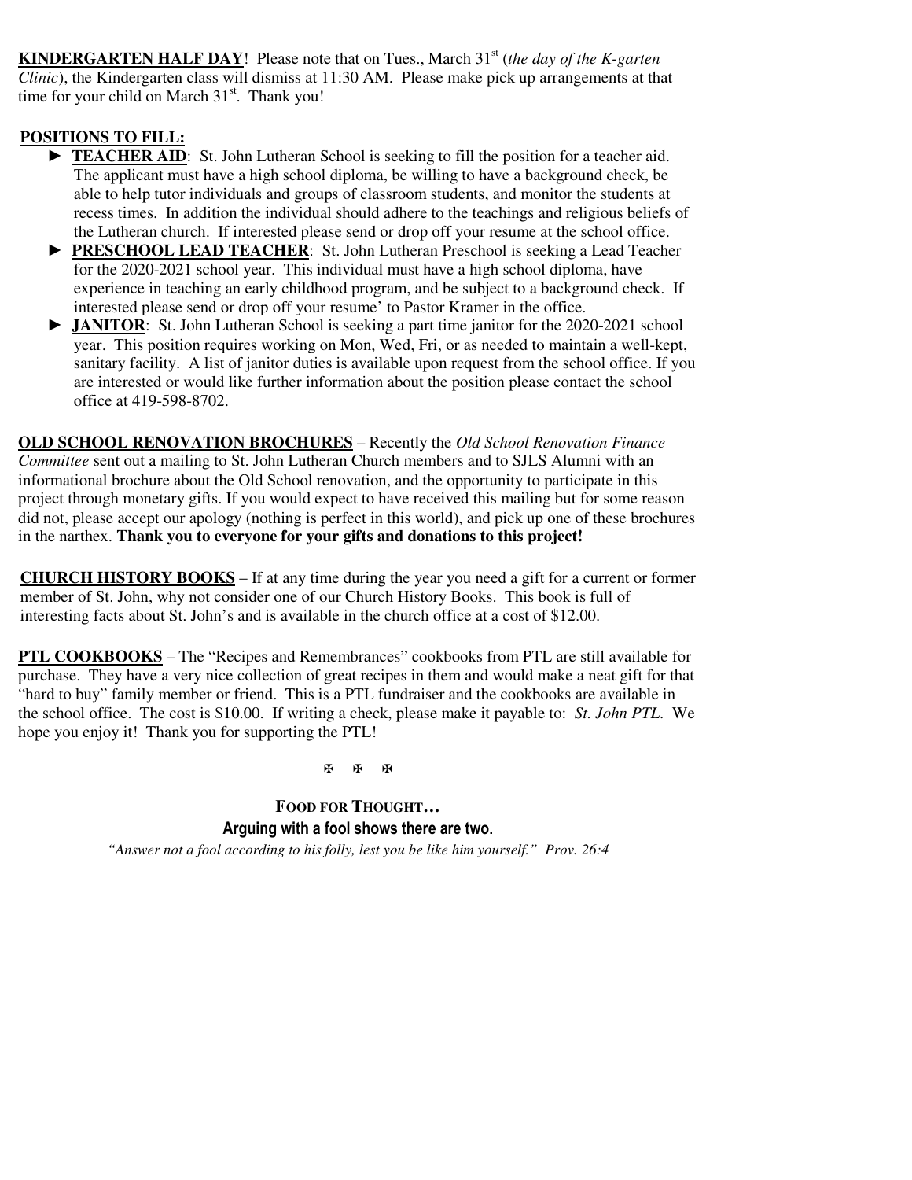**KINDERGARTEN HALF DAY**! Please note that on Tues., March 31st (*the day of the K-garten Clinic*), the Kindergarten class will dismiss at 11:30 AM. Please make pick up arrangements at that time for your child on March 31st. Thank you!

**POSITIONS TO FILL:**

► **TEACHER AID**: St. John Lutheran School is seeking to fill the position for a teacher aid. The applicant must have a high school diploma, be willing to have a background check, be able to help tutor individuals and groups of classroom students, and monitor the students at recess times. In addition the individual should adhere to the teachings and religious beliefs of the Lutheran church. If interested please send or drop off your resume at the school office.

► **PRESCHOOL LEAD TEACHER**: St. John Lutheran Preschool is seeking a Lead Teacher for the 2020-2021 school year. This individual must have a high school diploma, have experience in teaching an early childhood program, and be subject to a background check. If interested please send or drop off your resume' to Pastor Kramer in the office.

► **JANITOR**: St. John Lutheran School is seeking a part time janitor for the 2020-2021 school year. This position requires working on Mon, Wed, Fri, or as needed to maintain a well-kept, sanitary facility. A list of janitor duties is available upon request from the school office. If you are interested or would like further information about the position please contact the school office at 419-598-8702.

**OLD SCHOOL RENOVATION BROCHURES** – Recently the *Old School Renovation Finance Committee* sent out a mailing to St. John Lutheran Church members and to SJLS Alumni with an informational brochure about the Old School renovation, and the opportunity to participate in this project through monetary gifts. If you would expect to have received this mailing but for some reason did not, please accept our apology (nothing is perfect in this world), and pick up one of these brochures in the narthex. **Thank you to everyone for your gifts and donations to this project!**

**CHURCH HISTORY BOOKS** – If at any time during the year you need a gift for a current or former member of St. John, why not consider one of our Church History Books. This book is full of interesting facts about St. John's and is available in the church office at a cost of $12.00.

**PTL COOKBOOKS** – The "Recipes and Remembrances" cookbooks from PTL are still available for purchase. They have a very nice collection of great recipes in them and would make a neat gift for that "hard to buy" family member or friend. This is a PTL fundraiser and the cookbooks are available in the school office. The cost is $10.00. If writing a check, please make it payable to: *St. John PTL.* We hope you enjoy it! Thank you for supporting the PTL!

✠ ✠ ✠

**FOOD FOR THOUGHT…**

**Arguing with a fool shows there are two.**

*"Answer not a fool according to his folly, lest you be like him yourself." Prov. 26:4*